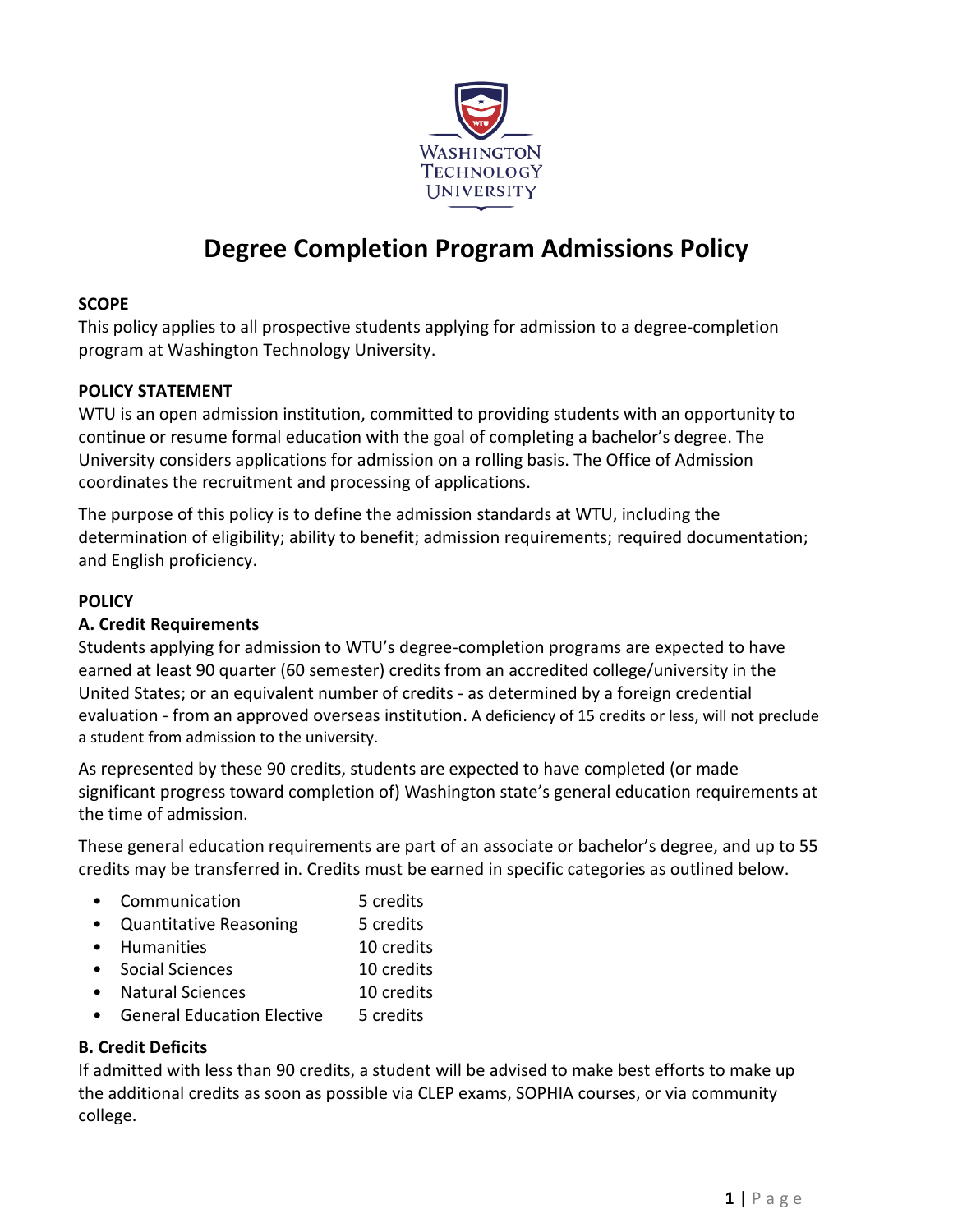# Degree Completion Program Admissions Policy

**SCOPE**

This policy applies to all prospective students applying for admission to a degree-completion program at Washington Technology University.

**POLICY STATEMENT**

WTU is an open admission institution, committed to providing students with an opportunity to continue or resume formal education with the goal of completing a bachelor's degree. The University considers applications for admission on a rolling basis. The Office of Admission coordinates the recruitment and processing of applications.

The purpose of this policy is to define the admission standards at WTU, including the determination of eligibility; ability to benefit; admission requirements; required documentation; and English proficiency.

**POLICY**

**A. Credit Requirements**

Students applying for admission to WTU's degree-completion programs are expected to have earned at least 90 quarter (60 semester) credits from an accredited college/university in the United States; or an equivalent number of credits - as determined by a foreign credential evaluation - from an approved overseas institution. A deficiency of 15 credits or less, will not preclude a student from admission to the university.

As represented by these 90 credits, students are expected to have completed (or made significant progress toward completion of) Washington state's general education requirements at the time of admission.

These general education requirements are part of an associate or bachelor's degree, and up to 55 credits may be transferred in. Credits must be earned in specific categories as outlined below.

- Communication 5 credits
- Quantitative Reasoning 5 credits
- Humanities 10 credits
- Social Sciences 10 credits
- Natural Sciences 10 credits
- General Education Elective 5 credits

**B. Credit Deficits**

If admitted with less than 90 credits, a student will be advised to make best efforts to make up the additional credits as soon as possible via CLEP exams, SOPHIA courses, or via community college.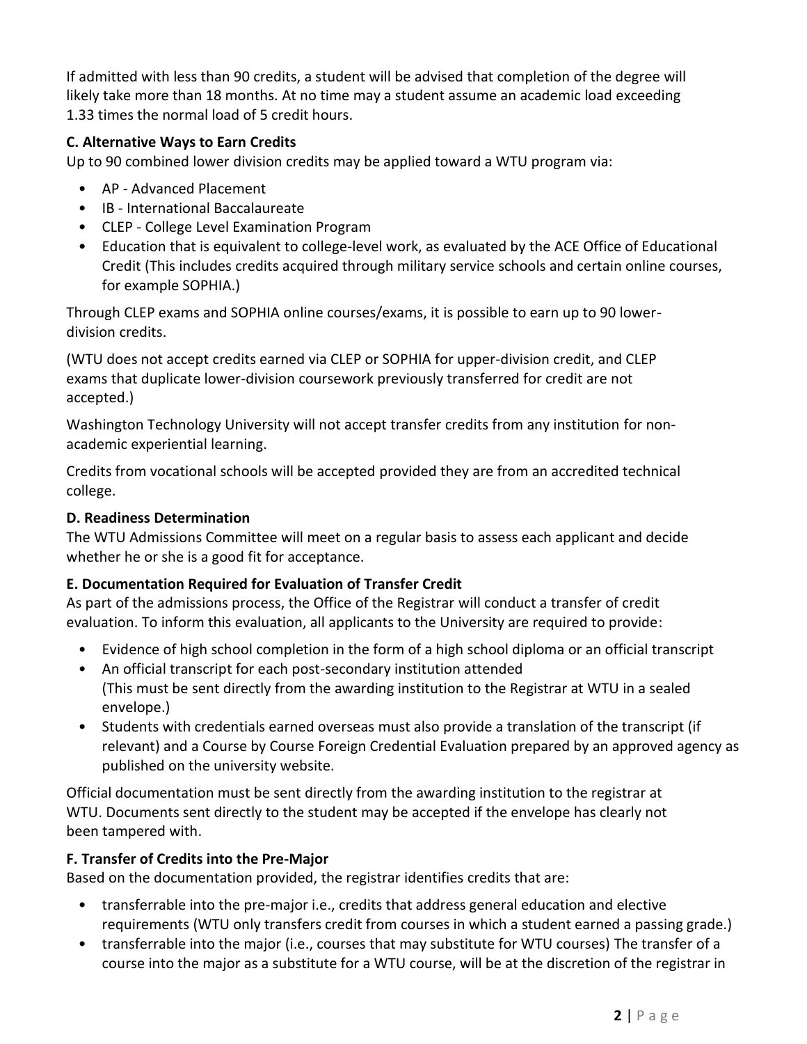If admitted with less than 90 credits, a student will be advised that completion of the degree will likely take more than 18 months. At no time may a student assume an academic load exceeding 1.33 times the normal load of 5 credit hours.

### C. Alternative Ways to Earn Credits

Up to 90 combined lower division credits may be applied toward a WTU program via:

- AP - Advanced Placement
- IB - International Baccalaureate
- CLEP - College Level Examination Program
- Education that is equivalent to college-level work, as evaluated by the ACE Office of Educational Credit (This includes credits acquired through military service schools and certain online courses, for example SOPHIA.)

Through CLEP exams and SOPHIA online courses/exams, it is possible to earn up to 90 lower-division credits.

(WTU does not accept credits earned via CLEP or SOPHIA for upper-division credit, and CLEP exams that duplicate lower-division coursework previously transferred for credit are not accepted.)

Washington Technology University will not accept transfer credits from any institution for non-academic experiential learning.

Credits from vocational schools will be accepted provided they are from an accredited technical college.

### D. Readiness Determination

The WTU Admissions Committee will meet on a regular basis to assess each applicant and decide whether he or she is a good fit for acceptance.

### E. Documentation Required for Evaluation of Transfer Credit

As part of the admissions process, the Office of the Registrar will conduct a transfer of credit evaluation. To inform this evaluation, all applicants to the University are required to provide:

- Evidence of high school completion in the form of a high school diploma or an official transcript
- An official transcript for each post-secondary institution attended (This must be sent directly from the awarding institution to the Registrar at WTU in a sealed envelope.)
- Students with credentials earned overseas must also provide a translation of the transcript (if relevant) and a Course by Course Foreign Credential Evaluation prepared by an approved agency as published on the university website.

Official documentation must be sent directly from the awarding institution to the registrar at WTU. Documents sent directly to the student may be accepted if the envelope has clearly not been tampered with.

### F. Transfer of Credits into the Pre-Major

Based on the documentation provided, the registrar identifies credits that are:

- transferrable into the pre-major i.e., credits that address general education and elective requirements (WTU only transfers credit from courses in which a student earned a passing grade.)
- transferrable into the major (i.e., courses that may substitute for WTU courses) The transfer of a course into the major as a substitute for a WTU course, will be at the discretion of the registrar in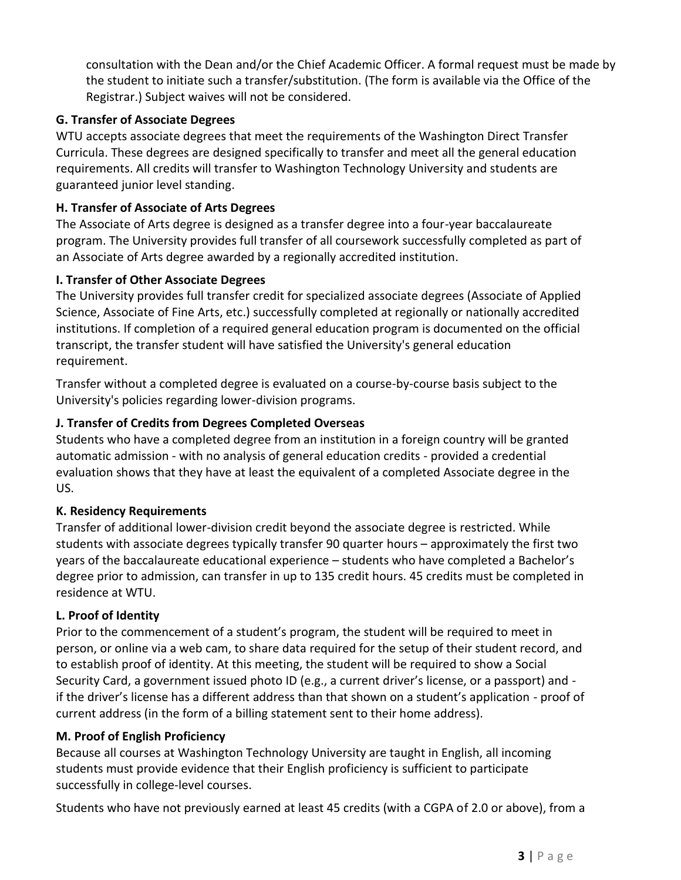consultation with the Dean and/or the Chief Academic Officer. A formal request must be made by the student to initiate such a transfer/substitution. (The form is available via the Office of the Registrar.) Subject waives will not be considered.

**G. Transfer of Associate Degrees**

WTU accepts associate degrees that meet the requirements of the Washington Direct Transfer Curricula. These degrees are designed specifically to transfer and meet all the general education requirements. All credits will transfer to Washington Technology University and students are guaranteed junior level standing.

**H. Transfer of Associate of Arts Degrees**

The Associate of Arts degree is designed as a transfer degree into a four-year baccalaureate program. The University provides full transfer of all coursework successfully completed as part of an Associate of Arts degree awarded by a regionally accredited institution.

**I. Transfer of Other Associate Degrees**

The University provides full transfer credit for specialized associate degrees (Associate of Applied Science, Associate of Fine Arts, etc.) successfully completed at regionally or nationally accredited institutions. If completion of a required general education program is documented on the official transcript, the transfer student will have satisfied the University's general education requirement.

Transfer without a completed degree is evaluated on a course-by-course basis subject to the University's policies regarding lower-division programs.

**J. Transfer of Credits from Degrees Completed Overseas**

Students who have a completed degree from an institution in a foreign country will be granted automatic admission - with no analysis of general education credits - provided a credential evaluation shows that they have at least the equivalent of a completed Associate degree in the US.

**K. Residency Requirements**

Transfer of additional lower-division credit beyond the associate degree is restricted. While students with associate degrees typically transfer 90 quarter hours – approximately the first two years of the baccalaureate educational experience – students who have completed a Bachelor's degree prior to admission, can transfer in up to 135 credit hours. 45 credits must be completed in residence at WTU.

**L. Proof of Identity**

Prior to the commencement of a student's program, the student will be required to meet in person, or online via a web cam, to share data required for the setup of their student record, and to establish proof of identity. At this meeting, the student will be required to show a Social Security Card, a government issued photo ID (e.g., a current driver's license, or a passport) and - if the driver's license has a different address than that shown on a student's application - proof of current address (in the form of a billing statement sent to their home address).

**M. Proof of English Proficiency**

Because all courses at Washington Technology University are taught in English, all incoming students must provide evidence that their English proficiency is sufficient to participate successfully in college-level courses.

Students who have not previously earned at least 45 credits (with a CGPA of 2.0 or above), from a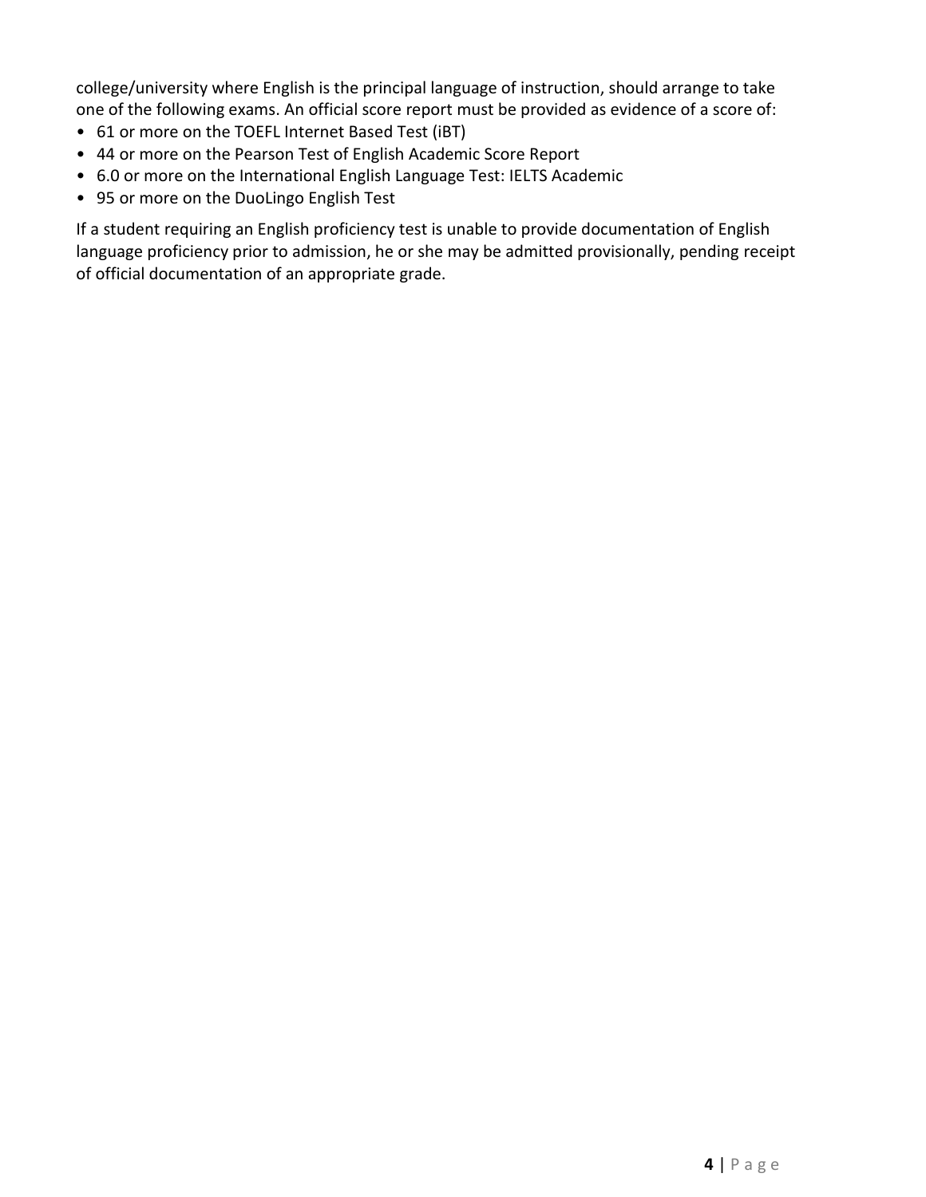college/university where English is the principal language of instruction, should arrange to take one of the following exams. An official score report must be provided as evidence of a score of:

- 61 or more on the TOEFL Internet Based Test (iBT)
- 44 or more on the Pearson Test of English Academic Score Report
- 6.0 or more on the International English Language Test: IELTS Academic
- 95 or more on the DuoLingo English Test

If a student requiring an English proficiency test is unable to provide documentation of English language proficiency prior to admission, he or she may be admitted provisionally, pending receipt of official documentation of an appropriate grade.